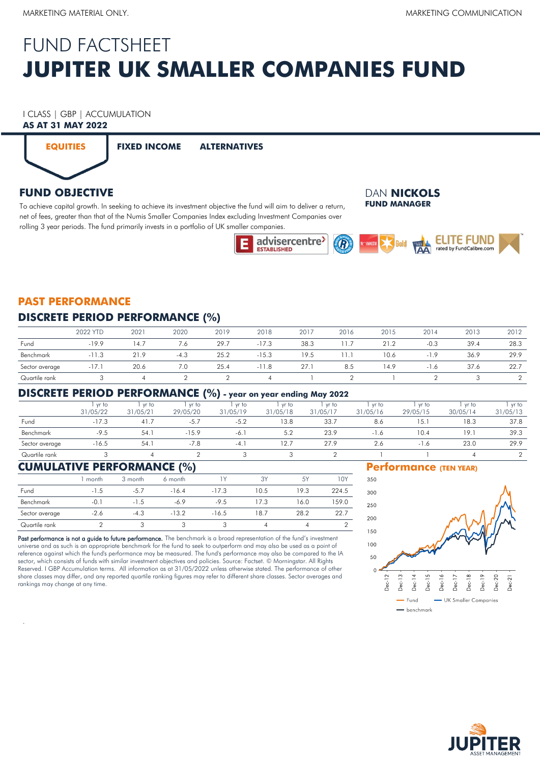MARKETING MATERIAL ONLY. MARKETING COMMUNICATION

# FUND FACTSHEET

# JUPITER UK SMALLER COMPANIES FUND

I CLASS | GBP | ACCUMULATION
**AS AT 31 MAY 2022**

**EQUITIES** **FIXED INCOME** **ALTERNATIVES**

## FUND OBJECTIVE

To achieve capital growth. In seeking to achieve its investment objective the fund will aim to deliver a return, net of fees, greater than that of the Numis Smaller Companies Index excluding Investment Companies over rolling 3 year periods. The fund primarily invests in a portfolio of UK smaller companies.

DAN **NICKOLS**
**FUND MANAGER**

advisercentre ESTABLISHED | Gold | AA | ELITE FUND rated by FundCalibre.com

## PAST PERFORMANCE

### DISCRETE PERIOD PERFORMANCE (%)

| | 2022 YTD | 2021 | 2020 | 2019 | 2018 | 2017 | 2016 | 2015 | 2014 | 2013 | 2012 |
|---|---|---|---|---|---|---|---|---|---|---|---|
| Fund | -19.9 | 14.7 | 7.6 | 29.7 | -17.3 | 38.3 | 11.7 | 21.2 | -0.3 | 39.4 | 28.3 |
| Benchmark | -11.3 | 21.9 | -4.3 | 25.2 | -15.3 | 19.5 | 11.1 | 10.6 | -1.9 | 36.9 | 29.9 |
| Sector average | -17.1 | 20.6 | 7.0 | 25.4 | -11.8 | 27.1 | 8.5 | 14.9 | -1.6 | 37.6 | 22.7 |
| Quartile rank | 3 | 4 | 2 | 2 | 4 | 1 | 2 | 1 | 2 | 3 | 2 |

### DISCRETE PERIOD PERFORMANCE (%) - year on year ending May 2022

| | 1 yr to 31/05/22 | 1 yr to 31/05/21 | 1 yr to 29/05/20 | 1 yr to 31/05/19 | 1 yr to 31/05/18 | 1 yr to 31/05/17 | 1 yr to 31/05/16 | 1 yr to 29/05/15 | 1 yr to 30/05/14 | 1 yr to 31/05/13 |
|---|---|---|---|---|---|---|---|---|---|---|
| Fund | -17.3 | 41.7 | -5.7 | -5.2 | 13.8 | 33.7 | 8.6 | 15.1 | 18.3 | 37.8 |
| Benchmark | -9.5 | 54.1 | -15.9 | -6.1 | 5.2 | 23.9 | -1.6 | 10.4 | 19.1 | 39.3 |
| Sector average | -16.5 | 54.1 | -7.8 | -4.1 | 12.7 | 27.9 | 2.6 | -1.6 | 23.0 | 29.9 |
| Quartile rank | 3 | 4 | 2 | 3 | 3 | 2 | 1 | 1 | 4 | 2 |

### CUMULATIVE PERFORMANCE (%)

| | 1 month | 3 month | 6 month | 1Y | 3Y | 5Y | 10Y |
|---|---|---|---|---|---|---|---|
| Fund | -1.5 | -5.7 | -16.4 | -17.3 | 10.5 | 19.3 | 224.5 |
| Benchmark | -0.1 | -1.5 | -6.9 | -9.5 | 17.3 | 16.0 | 159.0 |
| Sector average | -2.6 | -4.3 | -13.2 | -16.5 | 18.7 | 28.2 | 22.7 |
| Quartile rank | 2 | 3 | 3 | 3 | 4 | 4 | 2 |

**Past performance is not a guide to future performance.** The benchmark is a broad representation of the fund's investment universe and as such is an appropriate benchmark for the fund to seek to outperform and may also be used as a point of reference against which the fund's performance may be measured. The fund's performance may also be compared to the IA sector, which consists of funds with similar investment objectives and policies. Source: Factset. © Morningstar. All Rights Reserved. I GBP Accumulation terms. All information as at 31/05/2022 unless otherwise stated. The performance of other share classes may differ, and any reported quartile ranking figures may refer to different share classes. Sector averages and rankings may change at any time.

### Performance (TEN YEAR)

Fund — UK Smaller Companies — benchmark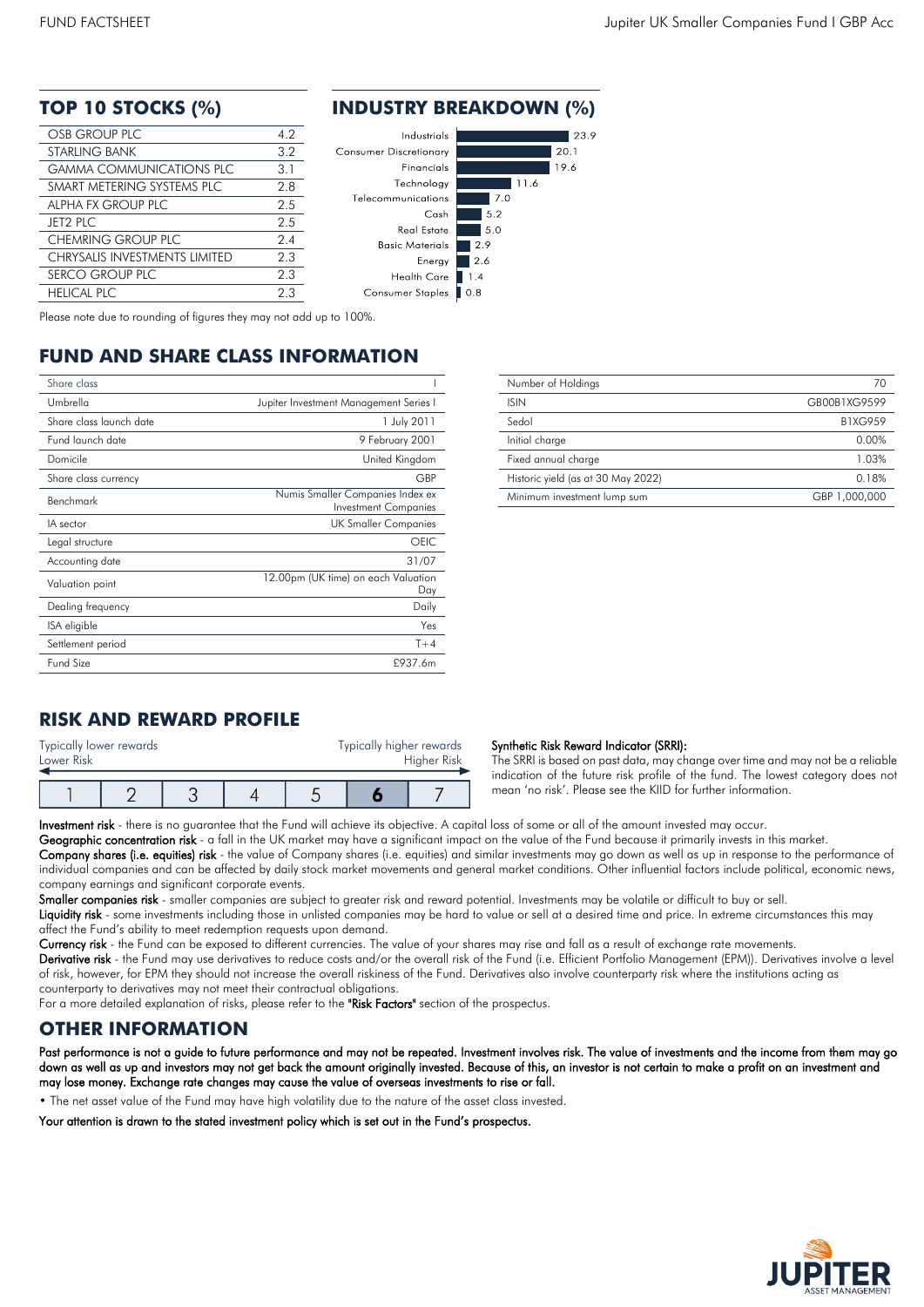## TOP 10 STOCKS (%)

| Stock | % |
|---|---|
| OSB GROUP PLC | 4.2 |
| STARLING BANK | 3.2 |
| GAMMA COMMUNICATIONS PLC | 3.1 |
| SMART METERING SYSTEMS PLC | 2.8 |
| ALPHA FX GROUP PLC | 2.5 |
| JET2 PLC | 2.5 |
| CHEMRING GROUP PLC | 2.4 |
| CHRYSALIS INVESTMENTS LIMITED | 2.3 |
| SERCO GROUP PLC | 2.3 |
| HELICAL PLC | 2.3 |

## INDUSTRY BREAKDOWN (%)

| Industry | % |
|---|---|
| Industrials | 23.9 |
| Consumer Discretionary | 20.1 |
| Financials | 19.6 |
| Technology | 11.6 |
| Telecommunications | 7.0 |
| Cash | 5.2 |
| Real Estate | 5.0 |
| Basic Materials | 2.9 |
| Energy | 2.6 |
| Health Care | 1.4 |
| Consumer Staples | 0.8 |

Please note due to rounding of figures they may not add up to 100%.

## FUND AND SHARE CLASS INFORMATION

| | |
|---|---|
| Share class | I |
| Umbrella | Jupiter Investment Management Series I |
| Share class launch date | 1 July 2011 |
| Fund launch date | 9 February 2001 |
| Domicile | United Kingdom |
| Share class currency | GBP |
| Benchmark | Numis Smaller Companies Index ex Investment Companies |
| IA sector | UK Smaller Companies |
| Legal structure | OEIC |
| Accounting date | 31/07 |
| Valuation point | 12.00pm (UK time) on each Valuation Day |
| Dealing frequency | Daily |
| ISA eligible | Yes |
| Settlement period | T+4 |
| Fund Size | £937.6m |

| | |
|---|---|
| Number of Holdings | 70 |
| ISIN | GB00B1XG9599 |
| Sedol | B1XG959 |
| Initial charge | 0.00% |
| Fixed annual charge | 1.03% |
| Historic yield (as at 30 May 2022) | 0.18% |
| Minimum investment lump sum | GBP 1,000,000 |

## RISK AND REWARD PROFILE

Typically lower rewards, Lower Risk — Typically higher rewards, Higher Risk

| 1 | 2 | 3 | 4 | 5 | **6** | 7 |
|---|---|---|---|---|---|---|

**Synthetic Risk Reward Indicator (SRRI):**
The SRRI is based on past data, may change over time and may not be a reliable indication of the future risk profile of the fund. The lowest category does not mean 'no risk'. Please see the KIID for further information.

**Investment risk** - there is no guarantee that the Fund will achieve its objective. A capital loss of some or all of the amount invested may occur.

**Geographic concentration risk** - a fall in the UK market may have a significant impact on the value of the Fund because it primarily invests in this market.

**Company shares (i.e. equities) risk** - the value of Company shares (i.e. equities) and similar investments may go down as well as up in response to the performance of individual companies and can be affected by daily stock market movements and general market conditions. Other influential factors include political, economic news, company earnings and significant corporate events.

**Smaller companies risk** - smaller companies are subject to greater risk and reward potential. Investments may be volatile or difficult to buy or sell.

**Liquidity risk** - some investments including those in unlisted companies may be hard to value or sell at a desired time and price. In extreme circumstances this may affect the Fund's ability to meet redemption requests upon demand.

**Currency risk** - the Fund can be exposed to different currencies. The value of your shares may rise and fall as a result of exchange rate movements.

**Derivative risk** - the Fund may use derivatives to reduce costs and/or the overall risk of the Fund (i.e. Efficient Portfolio Management (EPM)). Derivatives involve a level of risk, however, for EPM they should not increase the overall riskiness of the Fund. Derivatives also involve counterparty risk where the institutions acting as counterparty to derivatives may not meet their contractual obligations.

For a more detailed explanation of risks, please refer to the **"Risk Factors"** section of the prospectus.

## OTHER INFORMATION

**Past performance is not a guide to future performance and may not be repeated. Investment involves risk. The value of investments and the income from them may go down as well as up and investors may not get back the amount originally invested. Because of this, an investor is not certain to make a profit on an investment and may lose money. Exchange rate changes may cause the value of overseas investments to rise or fall.**

- The net asset value of the Fund may have high volatility due to the nature of the asset class invested.

**Your attention is drawn to the stated investment policy which is set out in the Fund's prospectus.**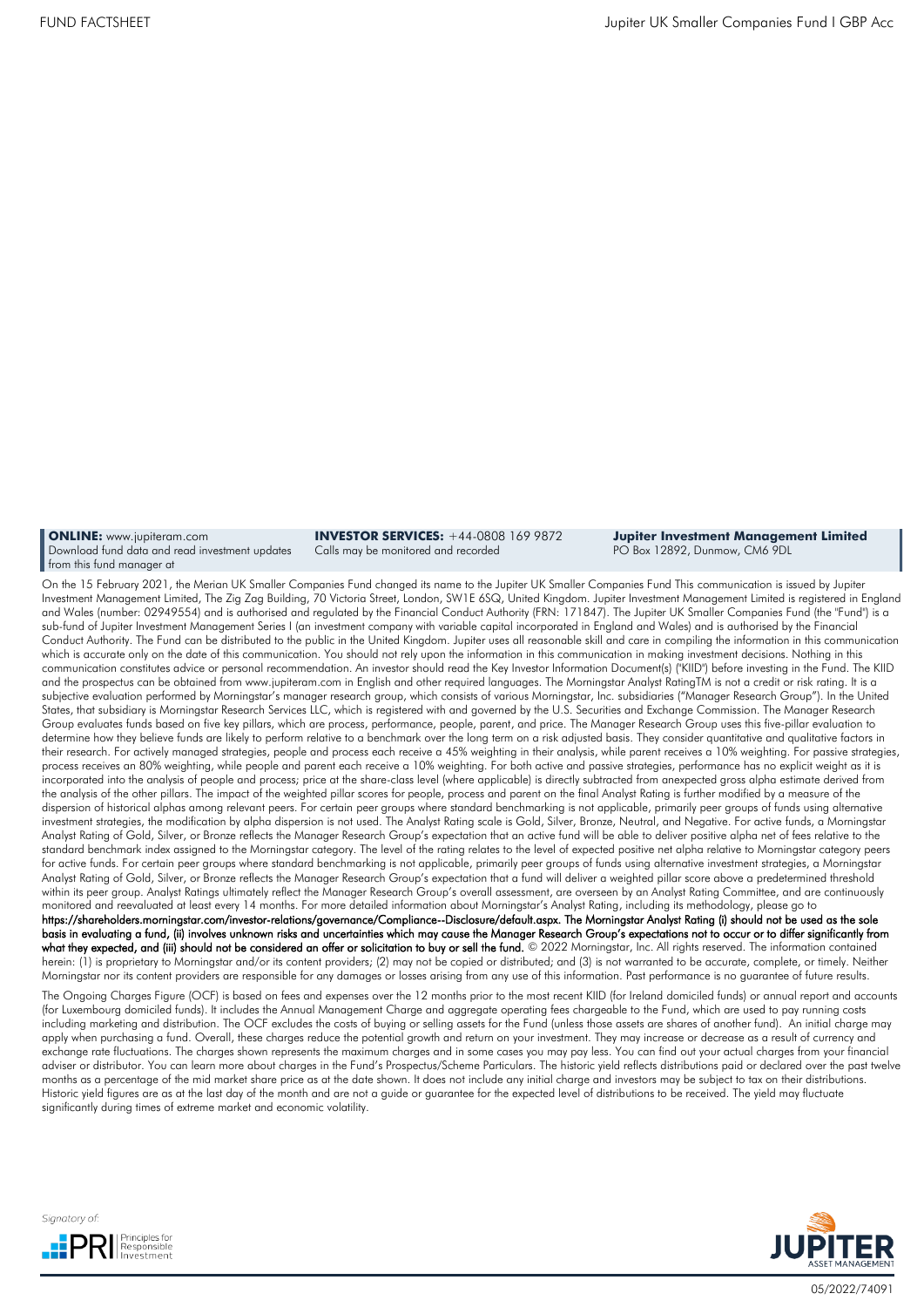**ONLINE:** www.jupiteram.com
Download fund data and read investment updates from this fund manager at

**INVESTOR SERVICES:** +44-0808 169 9872
Calls may be monitored and recorded

**Jupiter Investment Management Limited**
PO Box 12892, Dunmow, CM6 9DL

On the 15 February 2021, the Merian UK Smaller Companies Fund changed its name to the Jupiter UK Smaller Companies Fund This communication is issued by Jupiter Investment Management Limited, The Zig Zag Building, 70 Victoria Street, London, SW1E 6SQ, United Kingdom. Jupiter Investment Management Limited is registered in England and Wales (number: 02949554) and is authorised and regulated by the Financial Conduct Authority (FRN: 171847). The Jupiter UK Smaller Companies Fund (the "Fund") is a sub-fund of Jupiter Investment Management Series I (an investment company with variable capital incorporated in England and Wales) and is authorised by the Financial Conduct Authority. The Fund can be distributed to the public in the United Kingdom. Jupiter uses all reasonable skill and care in compiling the information in this communication which is accurate only on the date of this communication. You should not rely upon the information in this communication in making investment decisions. Nothing in this communication constitutes advice or personal recommendation. An investor should read the Key Investor Information Document(s) ("KIID") before investing in the Fund. The KIID and the prospectus can be obtained from www.jupiteram.com in English and other required languages. The Morningstar Analyst RatingTM is not a credit or risk rating. It is a subjective evaluation performed by Morningstar's manager research group, which consists of various Morningstar, Inc. subsidiaries ("Manager Research Group"). In the United States, that subsidiary is Morningstar Research Services LLC, which is registered with and governed by the U.S. Securities and Exchange Commission. The Manager Research Group evaluates funds based on five key pillars, which are process, performance, people, parent, and price. The Manager Research Group uses this five-pillar evaluation to determine how they believe funds are likely to perform relative to a benchmark over the long term on a risk adjusted basis. They consider quantitative and qualitative factors in their research. For actively managed strategies, people and process each receive a 45% weighting in their analysis, while parent receives a 10% weighting. For passive strategies, process receives an 80% weighting, while people and parent each receive a 10% weighting. For both active and passive strategies, performance has no explicit weight as it is incorporated into the analysis of people and process; price at the share-class level (where applicable) is directly subtracted from anexpected gross alpha estimate derived from the analysis of the other pillars. The impact of the weighted pillar scores for people, process and parent on the final Analyst Rating is further modified by a measure of the dispersion of historical alphas among relevant peers. For certain peer groups where standard benchmarking is not applicable, primarily peer groups of funds using alternative investment strategies, the modification by alpha dispersion is not used. The Analyst Rating scale is Gold, Silver, Bronze, Neutral, and Negative. For active funds, a Morningstar Analyst Rating of Gold, Silver, or Bronze reflects the Manager Research Group's expectation that an active fund will be able to deliver positive alpha net of fees relative to the standard benchmark index assigned to the Morningstar category. The level of the rating relates to the level of expected positive net alpha relative to Morningstar category peers for active funds. For certain peer groups where standard benchmarking is not applicable, primarily peer groups of funds using alternative investment strategies, a Morningstar Analyst Rating of Gold, Silver, or Bronze reflects the Manager Research Group's expectation that a fund will deliver a weighted pillar score above a predetermined threshold within its peer group. Analyst Ratings ultimately reflect the Manager Research Group's overall assessment, are overseen by an Analyst Rating Committee, and are continuously monitored and reevaluated at least every 14 months. For more detailed information about Morningstar's Analyst Rating, including its methodology, please go to **https://shareholders.morningstar.com/investor-relations/governance/Compliance--Disclosure/default.aspx. The Morningstar Analyst Rating (i) should not be used as the sole basis in evaluating a fund, (ii) involves unknown risks and uncertainties which may cause the Manager Research Group's expectations not to occur or to differ significantly from what they expected, and (iii) should not be considered an offer or solicitation to buy or sell the fund.** © 2022 Morningstar, Inc. All rights reserved. The information contained herein: (1) is proprietary to Morningstar and/or its content providers; (2) may not be copied or distributed; and (3) is not warranted to be accurate, complete, or timely. Neither Morningstar nor its content providers are responsible for any damages or losses arising from any use of this information. Past performance is no guarantee of future results.

The Ongoing Charges Figure (OCF) is based on fees and expenses over the 12 months prior to the most recent KIID (for Ireland domiciled funds) or annual report and accounts (for Luxembourg domiciled funds). It includes the Annual Management Charge and aggregate operating fees chargeable to the Fund, which are used to pay running costs including marketing and distribution. The OCF excludes the costs of buying or selling assets for the Fund (unless those assets are shares of another fund). An initial charge may apply when purchasing a fund. Overall, these charges reduce the potential growth and return on your investment. They may increase or decrease as a result of currency and exchange rate fluctuations. The charges shown represents the maximum charges and in some cases you may pay less. You can find out your actual charges from your financial adviser or distributor. You can learn more about charges in the Fund's Prospectus/Scheme Particulars. The historic yield reflects distributions paid or declared over the past twelve months as a percentage of the mid market share price as at the date shown. It does not include any initial charge and investors may be subject to tax on their distributions. Historic yield figures are as at the last day of the month and are not a guide or guarantee for the expected level of distributions to be received. The yield may fluctuate significantly during times of extreme market and economic volatility.

Signatory of: PRI Principles for Responsible Investment

05/2022/74091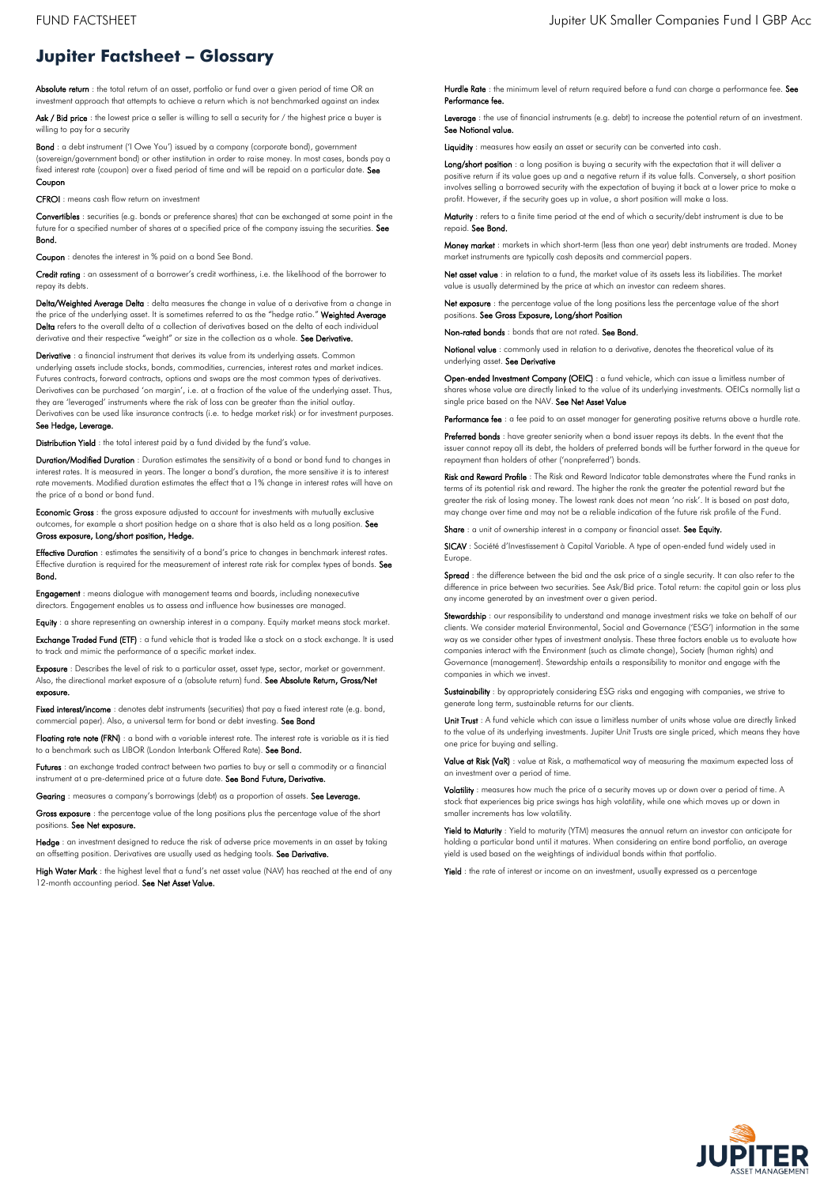# Jupiter Factsheet – Glossary

**Absolute return** : the total return of an asset, portfolio or fund over a given period of time OR an investment approach that attempts to achieve a return which is not benchmarked against an index

**Ask / Bid price** : the lowest price a seller is willing to sell a security for / the highest price a buyer is willing to pay for a security

**Bond** : a debt instrument ('I Owe You') issued by a company (corporate bond), government (sovereign/government bond) or other institution in order to raise money. In most cases, bonds pay a fixed interest rate (coupon) over a fixed period of time and will be repaid on a particular date. **See Coupon**

**CFROI** : means cash flow return on investment

**Convertibles** : securities (e.g. bonds or preference shares) that can be exchanged at some point in the future for a specified number of shares at a specified price of the company issuing the securities. **See Bond.**

**Coupon** : denotes the interest in % paid on a bond See Bond.

**Credit rating** : an assessment of a borrower's credit worthiness, i.e. the likelihood of the borrower to repay its debts.

**Delta/Weighted Average Delta** : delta measures the change in value of a derivative from a change in the price of the underlying asset. It is sometimes referred to as the "hedge ratio." **Weighted Average Delta** refers to the overall delta of a collection of derivatives based on the delta of each individual derivative and their respective "weight" or size in the collection as a whole. **See Derivative.**

**Derivative** : a financial instrument that derives its value from its underlying assets. Common underlying assets include stocks, bonds, commodities, currencies, interest rates and market indices. Futures contracts, forward contracts, options and swaps are the most common types of derivatives. Derivatives can be purchased 'on margin', i.e. at a fraction of the value of the underlying asset. Thus, they are 'leveraged' instruments where the risk of loss can be greater than the initial outlay. Derivatives can be used like insurance contracts (i.e. to hedge market risk) or for investment purposes. **See Hedge, Leverage.**

**Distribution Yield** : the total interest paid by a fund divided by the fund's value.

**Duration/Modified Duration** : Duration estimates the sensitivity of a bond or bond fund to changes in interest rates. It is measured in years. The longer a bond's duration, the more sensitive it is to interest rate movements. Modified duration estimates the effect that a 1% change in interest rates will have on the price of a bond or bond fund.

**Economic Gross** : the gross exposure adjusted to account for investments with mutually exclusive outcomes, for example a short position hedge on a share that is also held as a long position. **See Gross exposure, Long/short position, Hedge.**

**Effective Duration** : estimates the sensitivity of a bond's price to changes in benchmark interest rates. Effective duration is required for the measurement of interest rate risk for complex types of bonds. **See Bond.**

**Engagement** : means dialogue with management teams and boards, including nonexecutive directors. Engagement enables us to assess and influence how businesses are managed.

**Equity** : a share representing an ownership interest in a company. Equity market means stock market.

**Exchange Traded Fund (ETF)** : a fund vehicle that is traded like a stock on a stock exchange. It is used to track and mimic the performance of a specific market index.

**Exposure** : Describes the level of risk to a particular asset, asset type, sector, market or government. Also, the directional market exposure of a (absolute return) fund. **See Absolute Return, Gross/Net exposure.**

**Fixed interest/income** : denotes debt instruments (securities) that pay a fixed interest rate (e.g. bond, commercial paper). Also, a universal term for bond or debt investing. **See Bond**

**Floating rate note (FRN)** : a bond with a variable interest rate. The interest rate is variable as it is tied to a benchmark such as LIBOR (London Interbank Offered Rate). **See Bond.**

**Futures** : an exchange traded contract between two parties to buy or sell a commodity or a financial instrument at a pre-determined price at a future date. **See Bond Future, Derivative.**

**Gearing** : measures a company's borrowings (debt) as a proportion of assets. **See Leverage.**

**Gross exposure** : the percentage value of the long positions plus the percentage value of the short positions. **See Net exposure.**

**Hedge** : an investment designed to reduce the risk of adverse price movements in an asset by taking an offsetting position. Derivatives are usually used as hedging tools. **See Derivative.**

**High Water Mark** : the highest level that a fund's net asset value (NAV) has reached at the end of any 12-month accounting period. **See Net Asset Value.**

**Hurdle Rate** : the minimum level of return required before a fund can charge a performance fee. **See Performance fee.**

**Leverage** : the use of financial instruments (e.g. debt) to increase the potential return of an investment. **See Notional value.**

**Liquidity** : measures how easily an asset or security can be converted into cash.

**Long/short position** : a long position is buying a security with the expectation that it will deliver a positive return if its value goes up and a negative return if its value falls. Conversely, a short position involves selling a borrowed security with the expectation of buying it back at a lower price to make a profit. However, if the security goes up in value, a short position will make a loss.

**Maturity** : refers to a finite time period at the end of which a security/debt instrument is due to be repaid. **See Bond.**

**Money market** : markets in which short-term (less than one year) debt instruments are traded. Money market instruments are typically cash deposits and commercial papers.

**Net asset value** : in relation to a fund, the market value of its assets less its liabilities. The market value is usually determined by the price at which an investor can redeem shares.

**Net exposure** : the percentage value of the long positions less the percentage value of the short positions. **See Gross Exposure, Long/short Position**

**Non-rated bonds** : bonds that are not rated. **See Bond.**

**Notional value** : commonly used in relation to a derivative, denotes the theoretical value of its underlying asset. **See Derivative**

**Open-ended Investment Company (OEIC)** : a fund vehicle, which can issue a limitless number of shares whose value are directly linked to the value of its underlying investments. OEICs normally list a single price based on the NAV. **See Net Asset Value**

**Performance fee** : a fee paid to an asset manager for generating positive returns above a hurdle rate.

**Preferred bonds** : have greater seniority when a bond issuer repays its debts. In the event that the issuer cannot repay all its debt, the holders of preferred bonds will be further forward in the queue for repayment than holders of other ('nonpreferred') bonds.

**Risk and Reward Profile** : The Risk and Reward Indicator table demonstrates where the Fund ranks in terms of its potential risk and reward. The higher the rank the greater the potential reward but the greater the risk of losing money. The lowest rank does not mean 'no risk'. It is based on past data, may change over time and may not be a reliable indication of the future risk profile of the Fund.

**Share** : a unit of ownership interest in a company or financial asset. **See Equity.**

**SICAV** : Société d'Investissement à Capital Variable. A type of open-ended fund widely used in Europe.

**Spread** : the difference between the bid and the ask price of a single security. It can also refer to the difference in price between two securities. See Ask/Bid price. Total return: the capital gain or loss plus any income generated by an investment over a given period.

**Stewardship** : our responsibility to understand and manage investment risks we take on behalf of our clients. We consider material Environmental, Social and Governance ('ESG') information in the same way as we consider other types of investment analysis. These three factors enable us to evaluate how companies interact with the Environment (such as climate change), Society (human rights) and Governance (management). Stewardship entails a responsibility to monitor and engage with the companies in which we invest.

**Sustainability** : by appropriately considering ESG risks and engaging with companies, we strive to generate long term, sustainable returns for our clients.

**Unit Trust** : A fund vehicle which can issue a limitless number of units whose value are directly linked to the value of its underlying investments. Jupiter Unit Trusts are single priced, which means they have one price for buying and selling.

**Value at Risk (VaR)** : value at Risk, a mathematical way of measuring the maximum expected loss of an investment over a period of time.

**Volatility** : measures how much the price of a security moves up or down over a period of time. A stock that experiences big price swings has high volatility, while one which moves up or down in smaller increments has low volatility.

**Yield to Maturity** : Yield to maturity (YTM) measures the annual return an investor can anticipate for holding a particular bond until it matures. When considering an entire bond portfolio, an average yield is used based on the weightings of individual bonds within that portfolio.

**Yield** : the rate of interest or income on an investment, usually expressed as a percentage